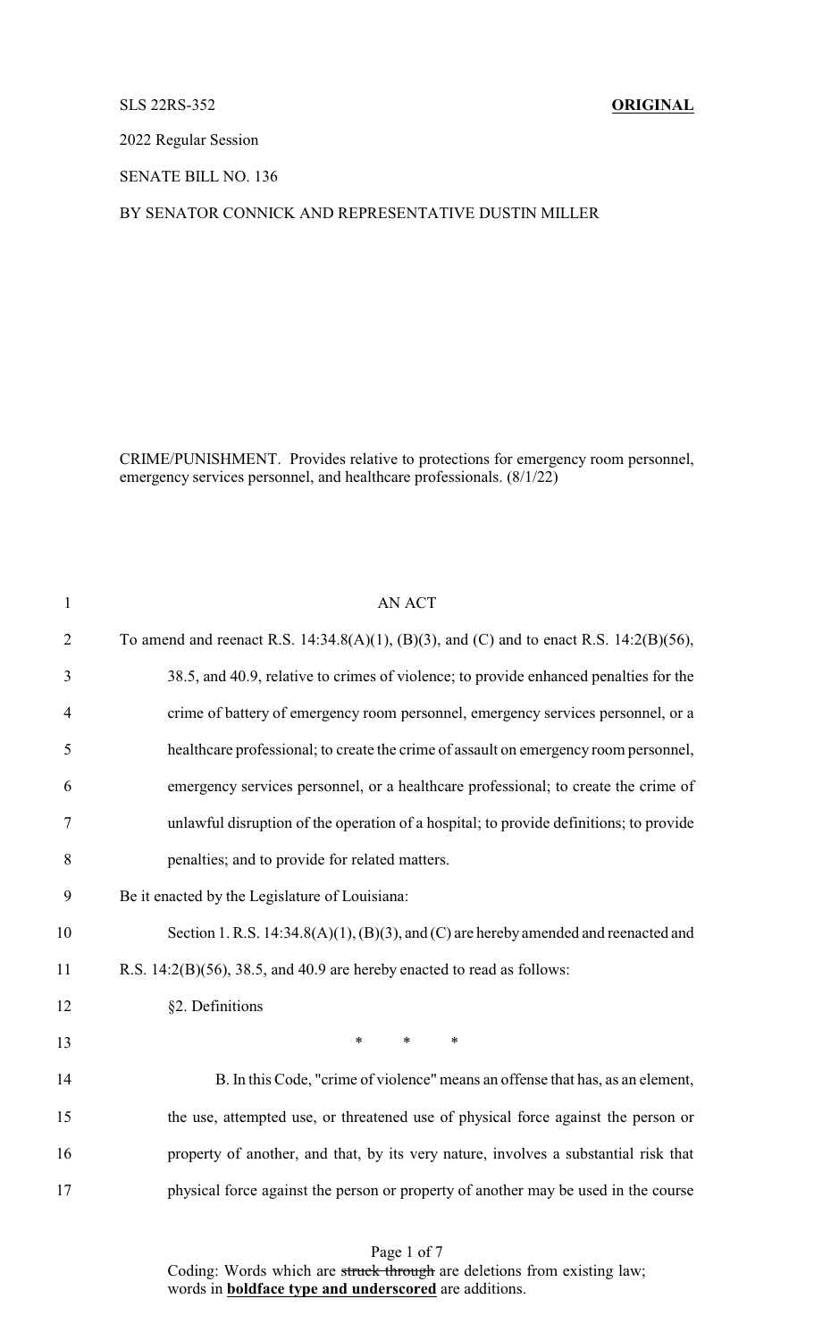SLS 22RS-352 **ORIGINAL**

2022 Regular Session

SENATE BILL NO. 136

BY SENATOR CONNICK AND REPRESENTATIVE DUSTIN MILLER

CRIME/PUNISHMENT. Provides relative to protections for emergency room personnel, emergency services personnel, and healthcare professionals. (8/1/22)

AN ACT

To amend and reenact R.S. 14:34.8(A)(1), (B)(3), and (C) and to enact R.S. 14:2(B)(56), 38.5, and 40.9, relative to crimes of violence; to provide enhanced penalties for the crime of battery of emergency room personnel, emergency services personnel, or a healthcare professional; to create the crime of assault on emergency room personnel, emergency services personnel, or a healthcare professional; to create the crime of unlawful disruption of the operation of a hospital; to provide definitions; to provide penalties; and to provide for related matters.

Be it enacted by the Legislature of Louisiana:

Section 1. R.S. 14:34.8(A)(1), (B)(3), and (C) are hereby amended and reenacted and R.S. 14:2(B)(56), 38.5, and 40.9 are hereby enacted to read as follows:

§2. Definitions

\* \* \*

B. In this Code, "crime of violence" means an offense that has, as an element, the use, attempted use, or threatened use of physical force against the person or property of another, and that, by its very nature, involves a substantial risk that physical force against the person or property of another may be used in the course

Coding: Words which are ~~struck through~~ are deletions from existing law; words in **boldface type and underscored** are additions.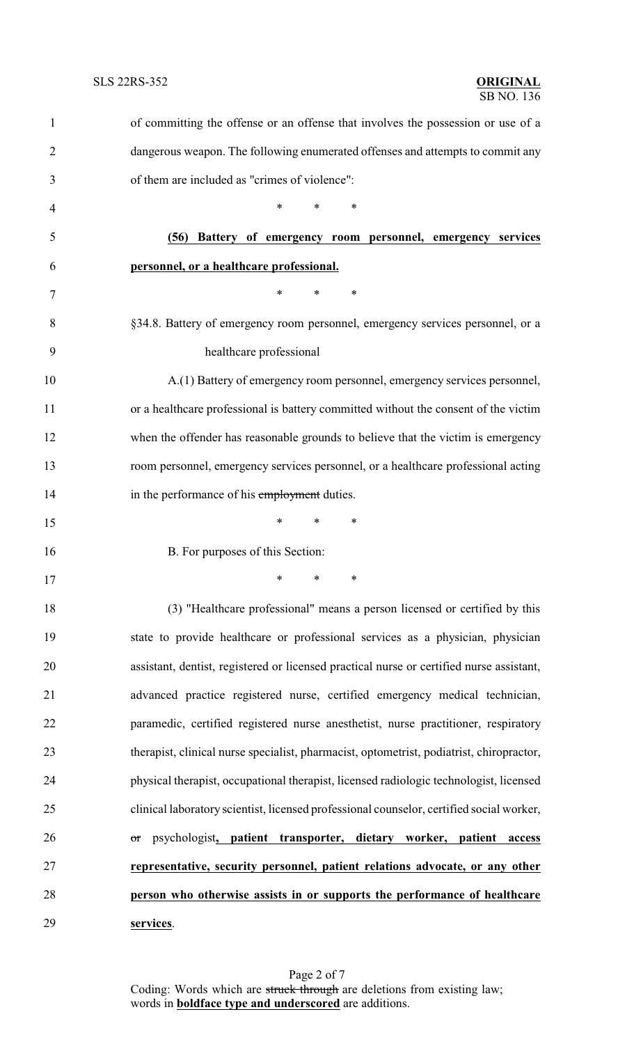of committing the offense or an offense that involves the possession or use of a dangerous weapon. The following enumerated offenses and attempts to commit any of them are included as "crimes of violence":

\* \* \*

**(56) Battery of emergency room personnel, emergency services personnel, or a healthcare professional.**

\* \* \*

§34.8. Battery of emergency room personnel, emergency services personnel, or a healthcare professional

A.(1) Battery of emergency room personnel, emergency services personnel, or a healthcare professional is battery committed without the consent of the victim when the offender has reasonable grounds to believe that the victim is emergency room personnel, emergency services personnel, or a healthcare professional acting in the performance of his ~~employment~~ duties.

\* \* \*

B. For purposes of this Section:

\* \* \*

(3) "Healthcare professional" means a person licensed or certified by this state to provide healthcare or professional services as a physician, physician assistant, dentist, registered or licensed practical nurse or certified nurse assistant, advanced practice registered nurse, certified emergency medical technician, paramedic, certified registered nurse anesthetist, nurse practitioner, respiratory therapist, clinical nurse specialist, pharmacist, optometrist, podiatrist, chiropractor, physical therapist, occupational therapist, licensed radiologic technologist, licensed clinical laboratory scientist, licensed professional counselor, certified social worker, ~~or~~ psychologist**, patient transporter, dietary worker, patient access representative, security personnel, patient relations advocate, or any other person who otherwise assists in or supports the performance of healthcare services**.

Coding: Words which are ~~struck through~~ are deletions from existing law; words in **boldface type and underscored** are additions.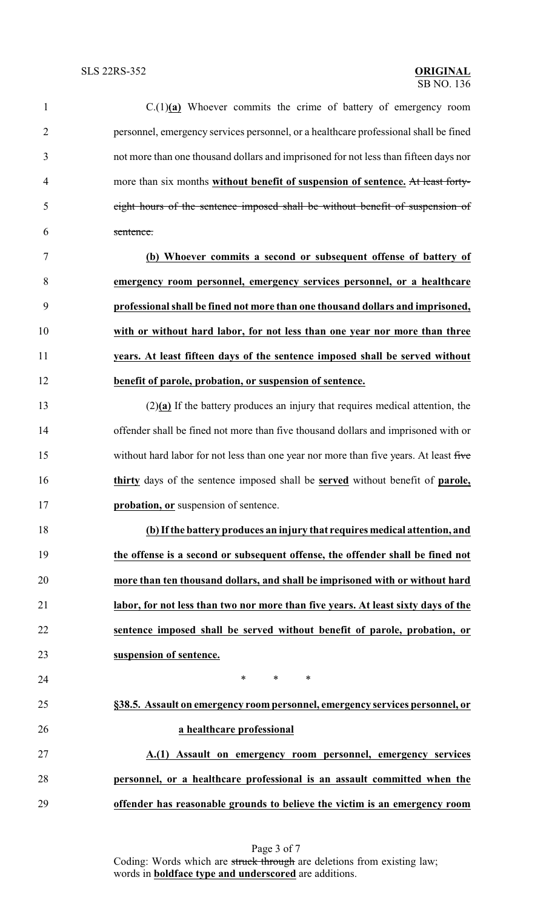C.(1)**(a)** Whoever commits the crime of battery of emergency room personnel, emergency services personnel, or a healthcare professional shall be fined not more than one thousand dollars and imprisoned for not less than fifteen days nor more than six months **without benefit of suspension of sentence.** ~~At least forty-eight hours of the sentence imposed shall be without benefit of suspension of sentence.~~

**(b) Whoever commits a second or subsequent offense of battery of emergency room personnel, emergency services personnel, or a healthcare professional shall be fined not more than one thousand dollars and imprisoned, with or without hard labor, for not less than one year nor more than three years. At least fifteen days of the sentence imposed shall be served without benefit of parole, probation, or suspension of sentence.**

(2)**(a)** If the battery produces an injury that requires medical attention, the offender shall be fined not more than five thousand dollars and imprisoned with or without hard labor for not less than one year nor more than five years. At least ~~five~~ **thirty** days of the sentence imposed shall be **served** without benefit of **parole, probation, or** suspension of sentence.

**(b) If the battery produces an injury that requires medical attention, and the offense is a second or subsequent offense, the offender shall be fined not more than ten thousand dollars, and shall be imprisoned with or without hard labor, for not less than two nor more than five years. At least sixty days of the sentence imposed shall be served without benefit of parole, probation, or suspension of sentence.**

\* \* \*

**§38.5. Assault on emergency room personnel, emergency services personnel, or a healthcare professional**

**A.(1) Assault on emergency room personnel, emergency services personnel, or a healthcare professional is an assault committed when the offender has reasonable grounds to believe the victim is an emergency room**

Coding: Words which are ~~struck through~~ are deletions from existing law; words in **boldface type and underscored** are additions.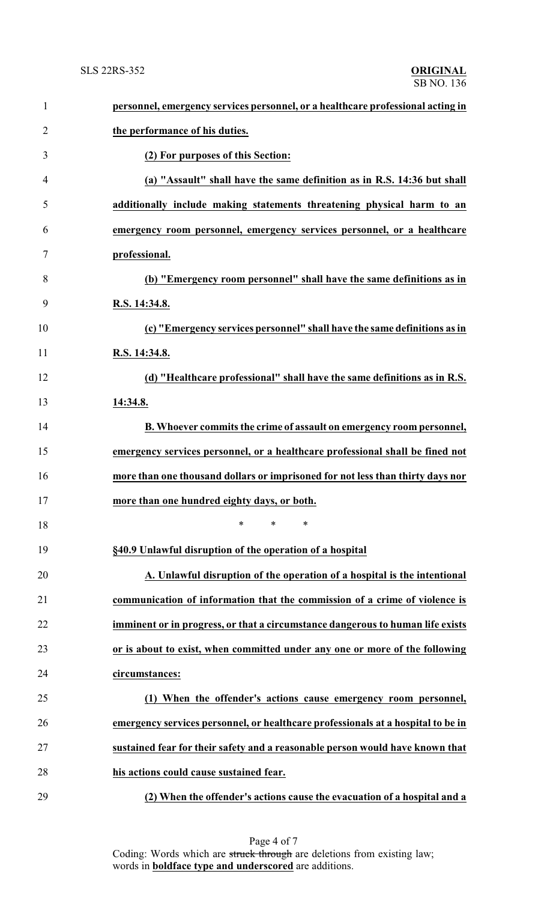**personnel, emergency services personnel, or a healthcare professional acting in the performance of his duties.**

**(2) For purposes of this Section:**

**(a) "Assault" shall have the same definition as in R.S. 14:36 but shall additionally include making statements threatening physical harm to an emergency room personnel, emergency services personnel, or a healthcare professional.**

**(b) "Emergency room personnel" shall have the same definitions as in R.S. 14:34.8.**

**(c) "Emergency services personnel" shall have the same definitions as in R.S. 14:34.8.**

**(d) "Healthcare professional" shall have the same definitions as in R.S. 14:34.8.**

**B. Whoever commits the crime of assault on emergency room personnel, emergency services personnel, or a healthcare professional shall be fined not more than one thousand dollars or imprisoned for not less than thirty days nor more than one hundred eighty days, or both.**

\* \* \*

**§40.9 Unlawful disruption of the operation of a hospital**

**A. Unlawful disruption of the operation of a hospital is the intentional communication of information that the commission of a crime of violence is imminent or in progress, or that a circumstance dangerous to human life exists or is about to exist, when committed under any one or more of the following circumstances:**

**(1) When the offender's actions cause emergency room personnel, emergency services personnel, or healthcare professionals at a hospital to be in sustained fear for their safety and a reasonable person would have known that his actions could cause sustained fear.**

**(2) When the offender's actions cause the evacuation of a hospital and a**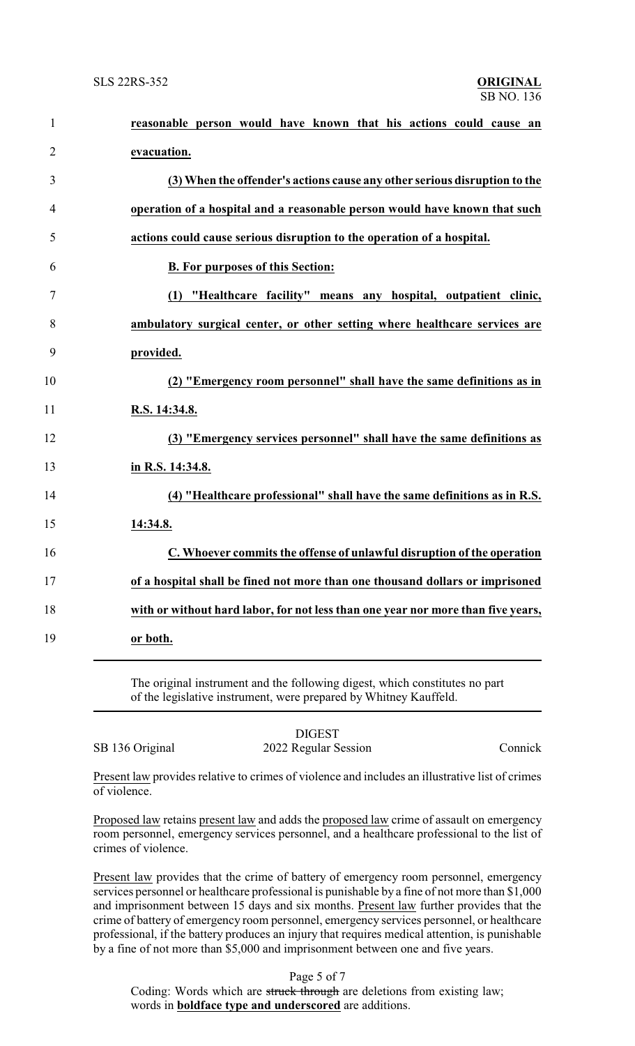**reasonable person would have known that his actions could cause an evacuation.**

**(3) When the offender's actions cause any other serious disruption to the operation of a hospital and a reasonable person would have known that such actions could cause serious disruption to the operation of a hospital.**

**B. For purposes of this Section:**

**(1) "Healthcare facility" means any hospital, outpatient clinic, ambulatory surgical center, or other setting where healthcare services are provided.**

**(2) "Emergency room personnel" shall have the same definitions as in R.S. 14:34.8.**

**(3) "Emergency services personnel" shall have the same definitions as in R.S. 14:34.8.**

**(4) "Healthcare professional" shall have the same definitions as in R.S. 14:34.8.**

**C. Whoever commits the offense of unlawful disruption of the operation of a hospital shall be fined not more than one thousand dollars or imprisoned with or without hard labor, for not less than one year nor more than five years, or both.**

---

The original instrument and the following digest, which constitutes no part of the legislative instrument, were prepared by Whitney Kauffeld.

DIGEST

SB 136 Original — 2022 Regular Session — Connick

Present law provides relative to crimes of violence and includes an illustrative list of crimes of violence.

Proposed law retains present law and adds the proposed law crime of assault on emergency room personnel, emergency services personnel, and a healthcare professional to the list of crimes of violence.

Present law provides that the crime of battery of emergency room personnel, emergency services personnel or healthcare professional is punishable by a fine of not more than $1,000 and imprisonment between 15 days and six months. Present law further provides that the crime of battery of emergency room personnel, emergency services personnel, or healthcare professional, if the battery produces an injury that requires medical attention, is punishable by a fine of not more than $5,000 and imprisonment between one and five years.

Coding: Words which are ~~struck through~~ are deletions from existing law; words in **boldface type and underscored** are additions.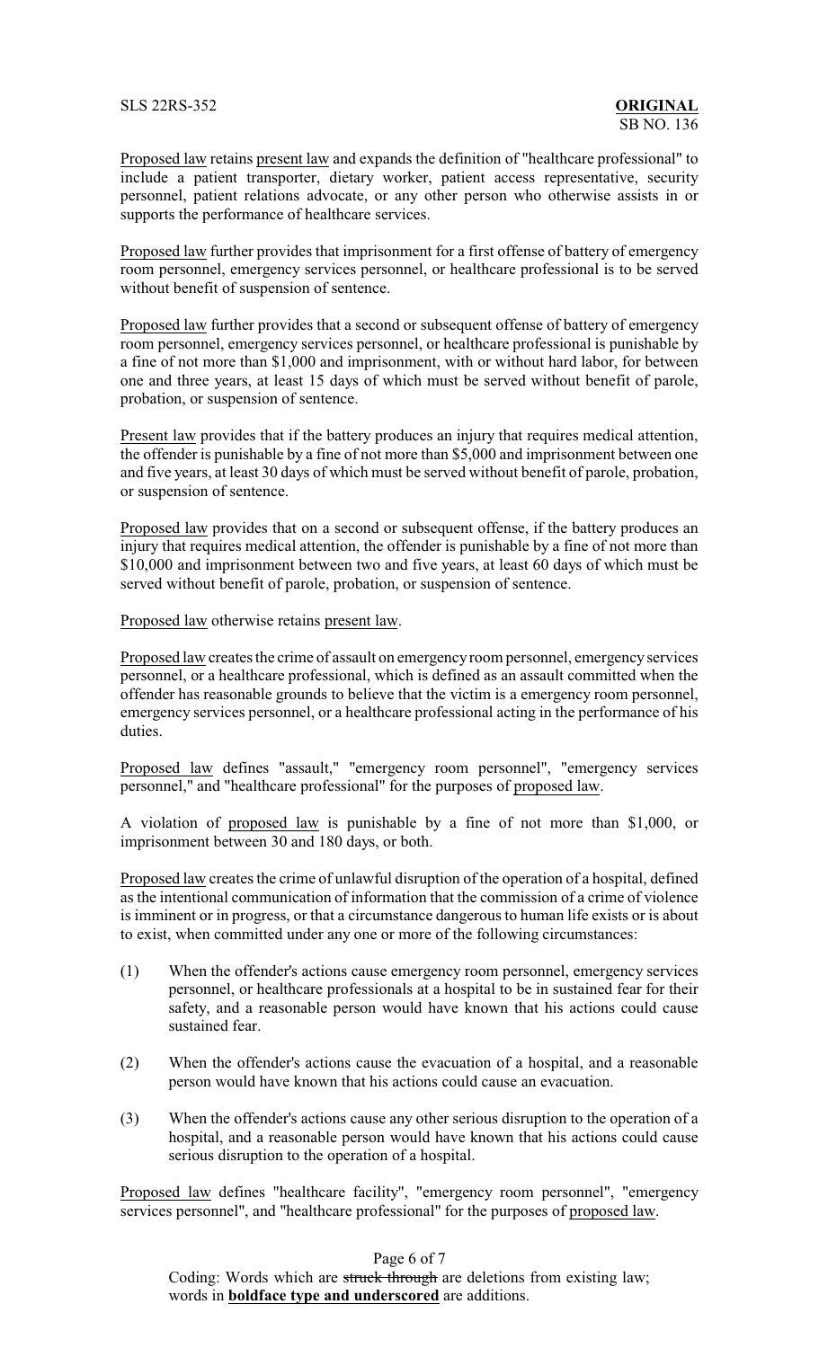Proposed law retains present law and expands the definition of "healthcare professional" to include a patient transporter, dietary worker, patient access representative, security personnel, patient relations advocate, or any other person who otherwise assists in or supports the performance of healthcare services.

Proposed law further provides that imprisonment for a first offense of battery of emergency room personnel, emergency services personnel, or healthcare professional is to be served without benefit of suspension of sentence.

Proposed law further provides that a second or subsequent offense of battery of emergency room personnel, emergency services personnel, or healthcare professional is punishable by a fine of not more than $1,000 and imprisonment, with or without hard labor, for between one and three years, at least 15 days of which must be served without benefit of parole, probation, or suspension of sentence.

Present law provides that if the battery produces an injury that requires medical attention, the offender is punishable by a fine of not more than $5,000 and imprisonment between one and five years, at least 30 days of which must be served without benefit of parole, probation, or suspension of sentence.

Proposed law provides that on a second or subsequent offense, if the battery produces an injury that requires medical attention, the offender is punishable by a fine of not more than $10,000 and imprisonment between two and five years, at least 60 days of which must be served without benefit of parole, probation, or suspension of sentence.

Proposed law otherwise retains present law.

Proposed law creates the crime of assault on emergency room personnel, emergency services personnel, or a healthcare professional, which is defined as an assault committed when the offender has reasonable grounds to believe that the victim is a emergency room personnel, emergency services personnel, or a healthcare professional acting in the performance of his duties.

Proposed law defines "assault," "emergency room personnel", "emergency services personnel," and "healthcare professional" for the purposes of proposed law.

A violation of proposed law is punishable by a fine of not more than $1,000, or imprisonment between 30 and 180 days, or both.

Proposed law creates the crime of unlawful disruption of the operation of a hospital, defined as the intentional communication of information that the commission of a crime of violence is imminent or in progress, or that a circumstance dangerous to human life exists or is about to exist, when committed under any one or more of the following circumstances:

(1) When the offender's actions cause emergency room personnel, emergency services personnel, or healthcare professionals at a hospital to be in sustained fear for their safety, and a reasonable person would have known that his actions could cause sustained fear.

(2) When the offender's actions cause the evacuation of a hospital, and a reasonable person would have known that his actions could cause an evacuation.

(3) When the offender's actions cause any other serious disruption to the operation of a hospital, and a reasonable person would have known that his actions could cause serious disruption to the operation of a hospital.

Proposed law defines "healthcare facility", "emergency room personnel", "emergency services personnel", and "healthcare professional" for the purposes of proposed law.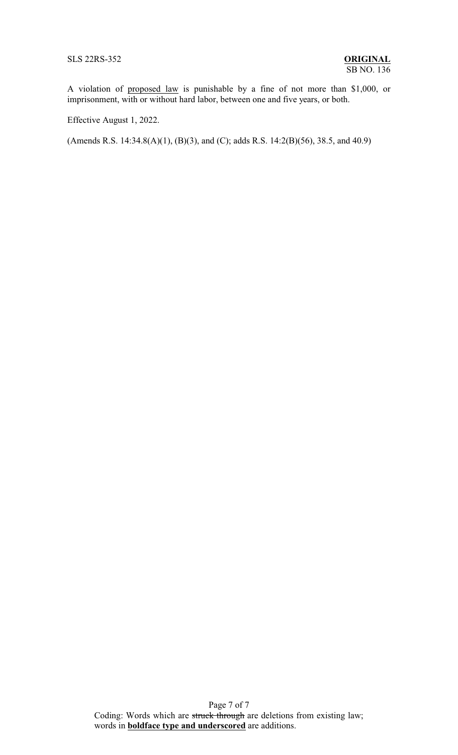A violation of proposed law is punishable by a fine of not more than $1,000, or imprisonment, with or without hard labor, between one and five years, or both.

Effective August 1, 2022.

(Amends R.S. 14:34.8(A)(1), (B)(3), and (C); adds R.S. 14:2(B)(56), 38.5, and 40.9)

Coding: Words which are ~~struck through~~ are deletions from existing law; words in **boldface type and underscored** are additions.